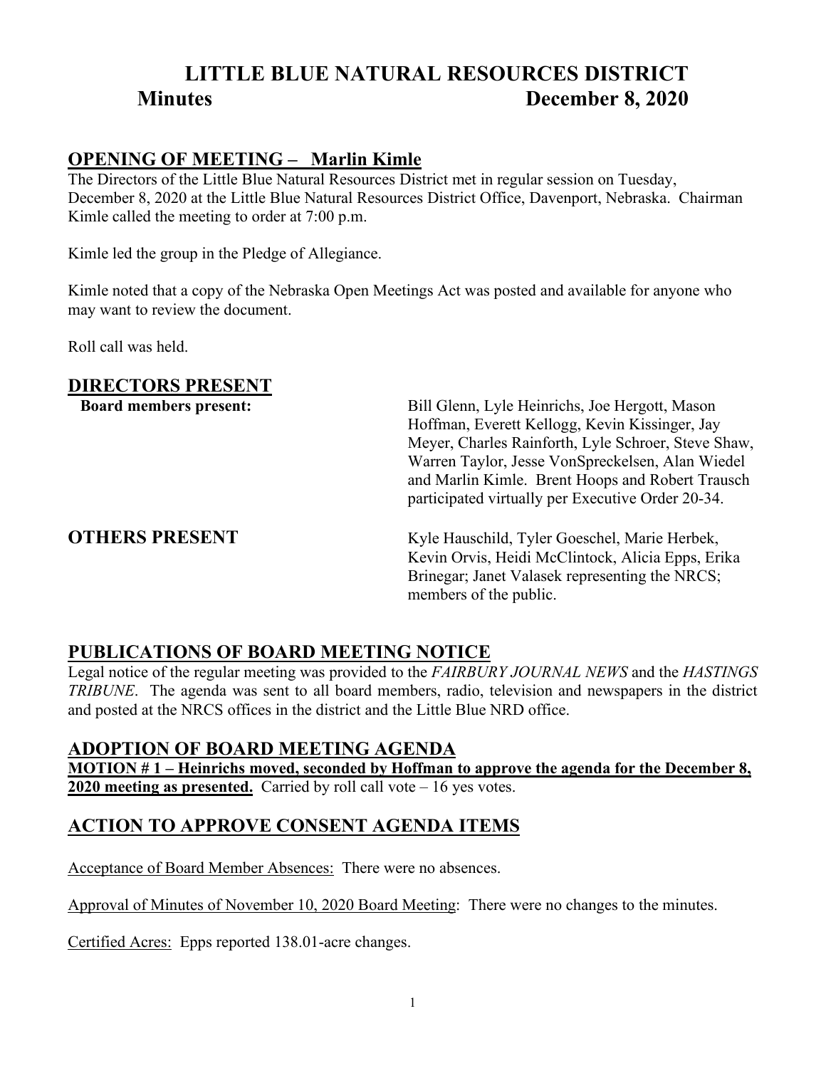# LITTLE BLUE NATURAL RESOURCES DISTRICT

## Minutes December 8, 2020

## OPENING OF MEETING – Marlin Kimle

The Directors of the Little Blue Natural Resources District met in regular session on Tuesday, December 8, 2020 at the Little Blue Natural Resources District Office, Davenport, Nebraska. Chairman Kimle called the meeting to order at 7:00 p.m.

Kimle led the group in the Pledge of Allegiance.

Kimle noted that a copy of the Nebraska Open Meetings Act was posted and available for anyone who may want to review the document.

Roll call was held.

## DIRECTORS PRESENT

**Board members present:** Bill Glenn, Lyle Heinrichs, Joe Hergott, Mason Hoffman, Everett Kellogg, Kevin Kissinger, Jay Meyer, Charles Rainforth, Lyle Schroer, Steve Shaw, Warren Taylor, Jesse VonSpreckelsen, Alan Wiedel and Marlin Kimle. Brent Hoops and Robert Trausch participated virtually per Executive Order 20-34.

## OTHERS PRESENT

Kyle Hauschild, Tyler Goeschel, Marie Herbek, Kevin Orvis, Heidi McClintock, Alicia Epps, Erika Brinegar; Janet Valasek representing the NRCS; members of the public.

## PUBLICATIONS OF BOARD MEETING NOTICE

Legal notice of the regular meeting was provided to the *FAIRBURY JOURNAL NEWS* and the *HASTINGS TRIBUNE*. The agenda was sent to all board members, radio, television and newspapers in the district and posted at the NRCS offices in the district and the Little Blue NRD office.

## ADOPTION OF BOARD MEETING AGENDA

**MOTION # 1 – Heinrichs moved, seconded by Hoffman to approve the agenda for the December 8, 2020 meeting as presented.** Carried by roll call vote – 16 yes votes.

## ACTION TO APPROVE CONSENT AGENDA ITEMS

Acceptance of Board Member Absences: There were no absences.

Approval of Minutes of November 10, 2020 Board Meeting: There were no changes to the minutes.

Certified Acres: Epps reported 138.01-acre changes.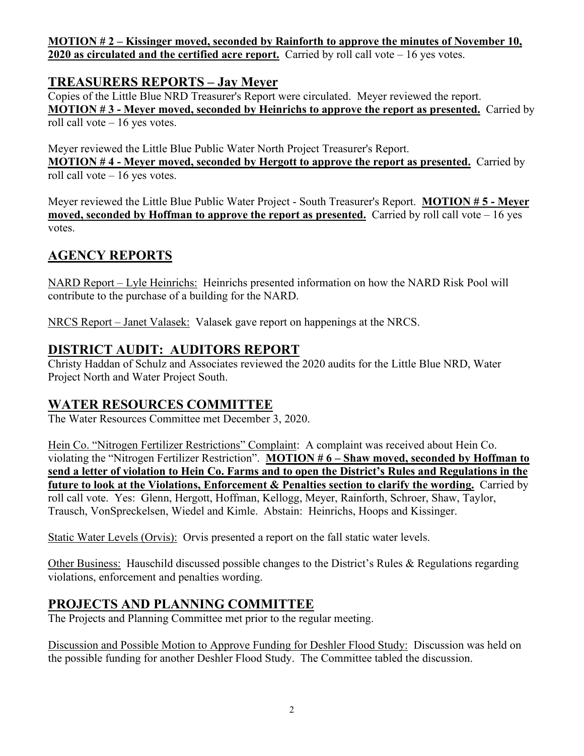**MOTION # 2 – Kissinger moved, seconded by Rainforth to approve the minutes of November 10, 2020 as circulated and the certified acre report.** Carried by roll call vote – 16 yes votes.

## TREASURERS REPORTS – Jay Meyer

Copies of the Little Blue NRD Treasurer's Report were circulated. Meyer reviewed the report. **MOTION # 3 - Meyer moved, seconded by Heinrichs to approve the report as presented.** Carried by roll call vote – 16 yes votes.

Meyer reviewed the Little Blue Public Water North Project Treasurer's Report. **MOTION # 4 - Meyer moved, seconded by Hergott to approve the report as presented.** Carried by roll call vote – 16 yes votes.

Meyer reviewed the Little Blue Public Water Project - South Treasurer's Report. **MOTION # 5 - Meyer moved, seconded by Hoffman to approve the report as presented.** Carried by roll call vote – 16 yes votes.

## AGENCY REPORTS

NARD Report – Lyle Heinrichs: Heinrichs presented information on how the NARD Risk Pool will contribute to the purchase of a building for the NARD.

NRCS Report – Janet Valasek: Valasek gave report on happenings at the NRCS.

## DISTRICT AUDIT: AUDITORS REPORT

Christy Haddan of Schulz and Associates reviewed the 2020 audits for the Little Blue NRD, Water Project North and Water Project South.

## WATER RESOURCES COMMITTEE

The Water Resources Committee met December 3, 2020.

Hein Co. "Nitrogen Fertilizer Restrictions" Complaint: A complaint was received about Hein Co. violating the "Nitrogen Fertilizer Restriction". **MOTION # 6 – Shaw moved, seconded by Hoffman to send a letter of violation to Hein Co. Farms and to open the District's Rules and Regulations in the future to look at the Violations, Enforcement & Penalties section to clarify the wording.** Carried by roll call vote. Yes: Glenn, Hergott, Hoffman, Kellogg, Meyer, Rainforth, Schroer, Shaw, Taylor, Trausch, VonSpreckelsen, Wiedel and Kimle. Abstain: Heinrichs, Hoops and Kissinger.

Static Water Levels (Orvis): Orvis presented a report on the fall static water levels.

Other Business: Hauschild discussed possible changes to the District's Rules & Regulations regarding violations, enforcement and penalties wording.

## PROJECTS AND PLANNING COMMITTEE

The Projects and Planning Committee met prior to the regular meeting.

Discussion and Possible Motion to Approve Funding for Deshler Flood Study: Discussion was held on the possible funding for another Deshler Flood Study. The Committee tabled the discussion.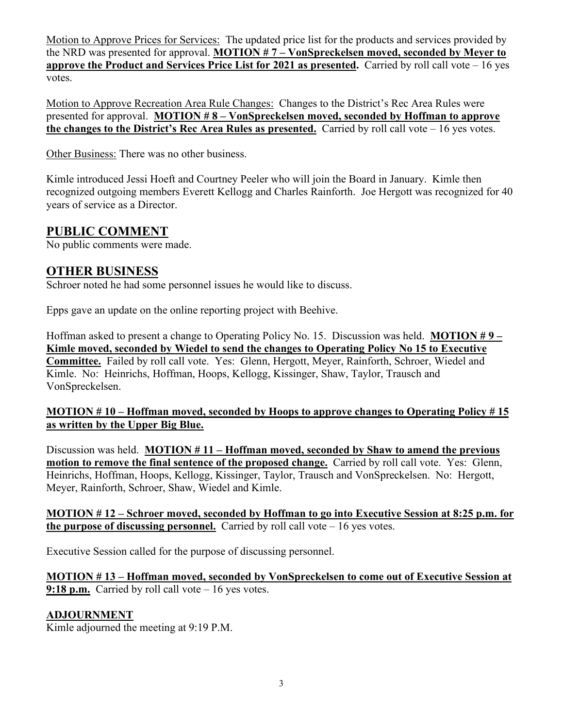<u>Motion to Approve Prices for Services:</u> The updated price list for the products and services provided by the NRD was presented for approval. **<u>MOTION # 7 – VonSpreckelsen moved, seconded by Meyer to approve the Product and Services Price List for 2021 as presented</u>.** Carried by roll call vote – 16 yes votes.

<u>Motion to Approve Recreation Area Rule Changes:</u> Changes to the District's Rec Area Rules were presented for approval. **<u>MOTION # 8 – VonSpreckelsen moved, seconded by Hoffman to approve the changes to the District's Rec Area Rules as presented.</u>** Carried by roll call vote – 16 yes votes.

<u>Other Business:</u> There was no other business.

Kimle introduced Jessi Hoeft and Courtney Peeler who will join the Board in January. Kimle then recognized outgoing members Everett Kellogg and Charles Rainforth. Joe Hergott was recognized for 40 years of service as a Director.

## PUBLIC COMMENT

No public comments were made.

## OTHER BUSINESS

Schroer noted he had some personnel issues he would like to discuss.

Epps gave an update on the online reporting project with Beehive.

Hoffman asked to present a change to Operating Policy No. 15. Discussion was held. **<u>MOTION # 9 – Kimle moved, seconded by Wiedel to send the changes to Operating Policy No 15 to Executive Committee.</u>** Failed by roll call vote. Yes: Glenn, Hergott, Meyer, Rainforth, Schroer, Wiedel and Kimle. No: Heinrichs, Hoffman, Hoops, Kellogg, Kissinger, Shaw, Taylor, Trausch and VonSpreckelsen.

**<u>MOTION # 10 – Hoffman moved, seconded by Hoops to approve changes to Operating Policy # 15 as written by the Upper Big Blue.</u>**

Discussion was held. **<u>MOTION # 11 – Hoffman moved, seconded by Shaw to amend the previous motion to remove the final sentence of the proposed change.</u>** Carried by roll call vote. Yes: Glenn, Heinrichs, Hoffman, Hoops, Kellogg, Kissinger, Taylor, Trausch and VonSpreckelsen. No: Hergott, Meyer, Rainforth, Schroer, Shaw, Wiedel and Kimle.

**<u>MOTION # 12 – Schroer moved, seconded by Hoffman to go into Executive Session at 8:25 p.m. for the purpose of discussing personnel.</u>** Carried by roll call vote – 16 yes votes.

Executive Session called for the purpose of discussing personnel.

**<u>MOTION # 13 – Hoffman moved, seconded by VonSpreckelsen to come out of Executive Session at 9:18 p.m.</u>** Carried by roll call vote – 16 yes votes.

## ADJOURNMENT

Kimle adjourned the meeting at 9:19 P.M.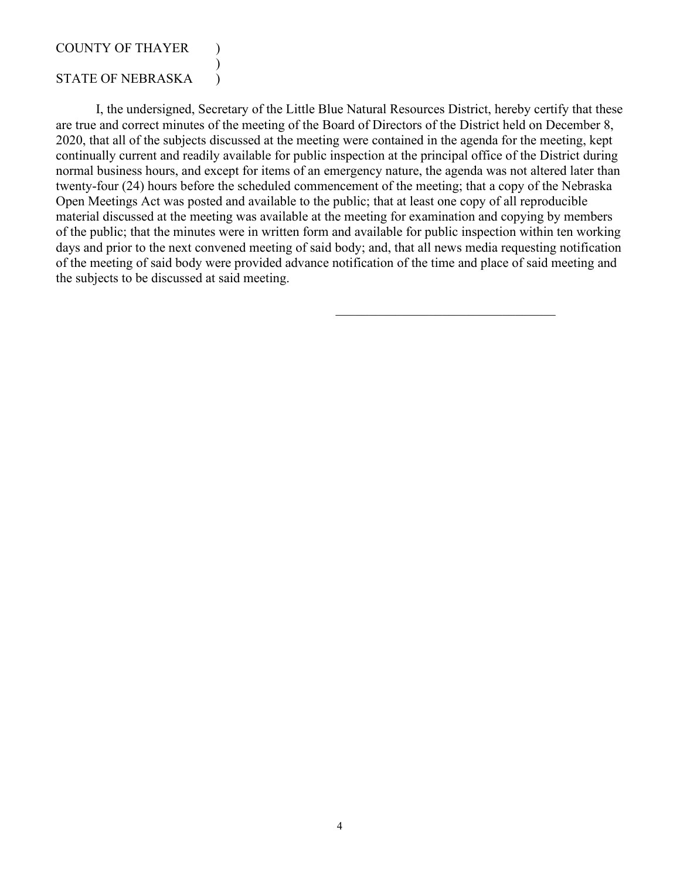COUNTY OF THAYER )
)
STATE OF NEBRASKA )

I, the undersigned, Secretary of the Little Blue Natural Resources District, hereby certify that these are true and correct minutes of the meeting of the Board of Directors of the District held on December 8, 2020, that all of the subjects discussed at the meeting were contained in the agenda for the meeting, kept continually current and readily available for public inspection at the principal office of the District during normal business hours, and except for items of an emergency nature, the agenda was not altered later than twenty-four (24) hours before the scheduled commencement of the meeting; that a copy of the Nebraska Open Meetings Act was posted and available to the public; that at least one copy of all reproducible material discussed at the meeting was available at the meeting for examination and copying by members of the public; that the minutes were in written form and available for public inspection within ten working days and prior to the next convened meeting of said body; and, that all news media requesting notification of the meeting of said body were provided advance notification of the time and place of said meeting and the subjects to be discussed at said meeting.

\_\_\_\_\_\_\_\_\_\_\_\_\_\_\_\_\_\_\_\_\_\_\_\_\_\_\_\_\_\_\_\_\_\_